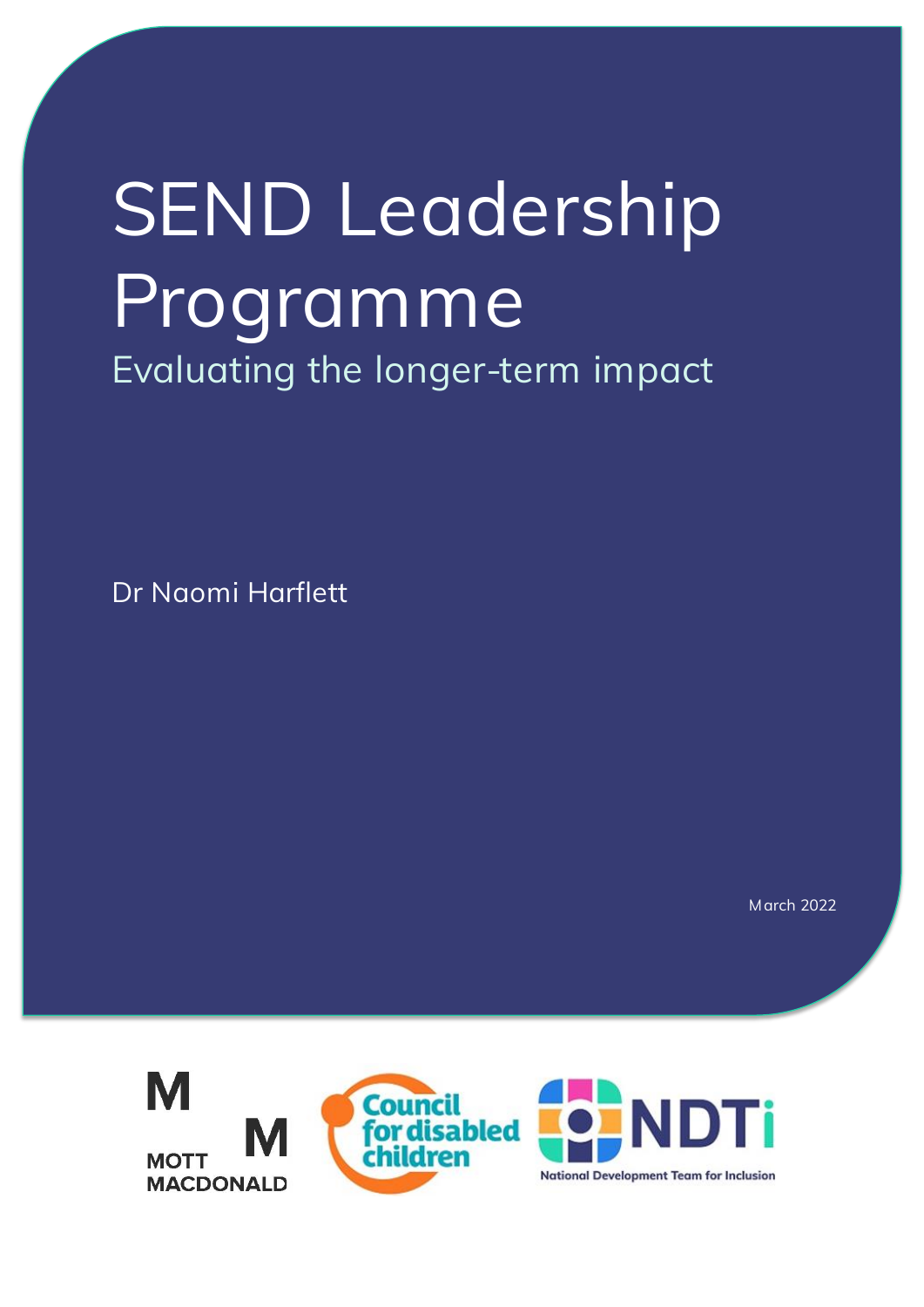# SEND Leadership Programme

## Evaluating the longer-term impact

Dr Naomi Harflett

March 2022

MOTT MACDONALD

Council for disabled children

NDTi National Development Team for Inclusion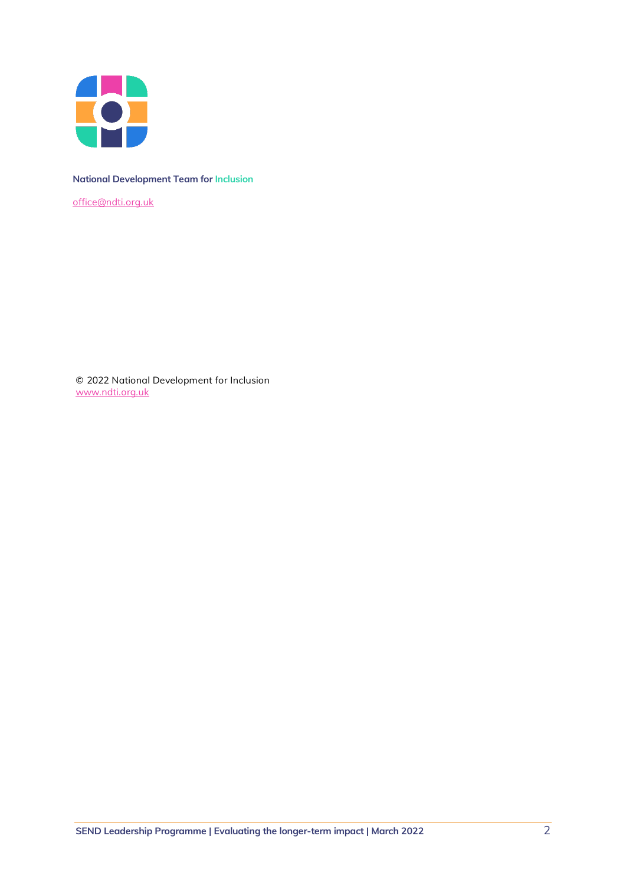**National Development Team for Inclusion**

office@ndti.org.uk

© 2022 National Development for Inclusion
www.ndti.org.uk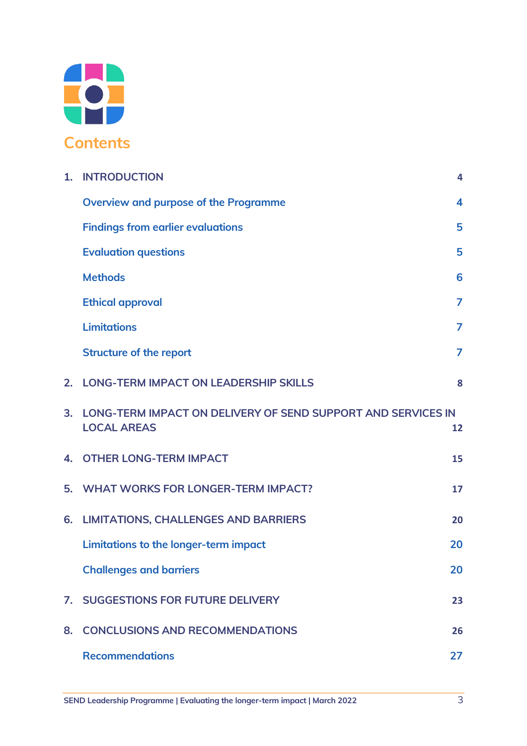# Contents

1. INTRODUCTION 4
    - Overview and purpose of the Programme 4
    - Findings from earlier evaluations 5
    - Evaluation questions 5
    - Methods 6
    - Ethical approval 7
    - Limitations 7
    - Structure of the report 7
2. LONG-TERM IMPACT ON LEADERSHIP SKILLS 8
3. LONG-TERM IMPACT ON DELIVERY OF SEND SUPPORT AND SERVICES IN LOCAL AREAS 12
4. OTHER LONG-TERM IMPACT 15
5. WHAT WORKS FOR LONGER-TERM IMPACT? 17
6. LIMITATIONS, CHALLENGES AND BARRIERS 20
    - Limitations to the longer-term impact 20
    - Challenges and barriers 20
7. SUGGESTIONS FOR FUTURE DELIVERY 23
8. CONCLUSIONS AND RECOMMENDATIONS 26
    - Recommendations 27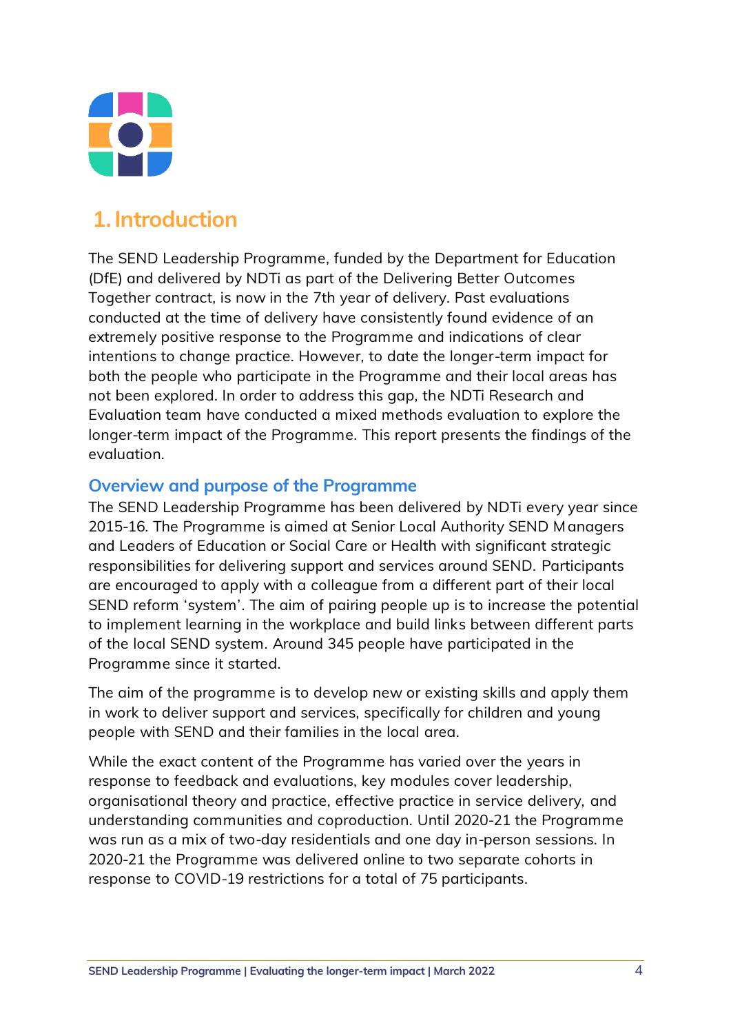# 1. Introduction

The SEND Leadership Programme, funded by the Department for Education (DfE) and delivered by NDTi as part of the Delivering Better Outcomes Together contract, is now in the 7th year of delivery. Past evaluations conducted at the time of delivery have consistently found evidence of an extremely positive response to the Programme and indications of clear intentions to change practice. However, to date the longer-term impact for both the people who participate in the Programme and their local areas has not been explored. In order to address this gap, the NDTi Research and Evaluation team have conducted a mixed methods evaluation to explore the longer-term impact of the Programme. This report presents the findings of the evaluation.

## Overview and purpose of the Programme

The SEND Leadership Programme has been delivered by NDTi every year since 2015-16. The Programme is aimed at Senior Local Authority SEND Managers and Leaders of Education or Social Care or Health with significant strategic responsibilities for delivering support and services around SEND. Participants are encouraged to apply with a colleague from a different part of their local SEND reform 'system'. The aim of pairing people up is to increase the potential to implement learning in the workplace and build links between different parts of the local SEND system. Around 345 people have participated in the Programme since it started.

The aim of the programme is to develop new or existing skills and apply them in work to deliver support and services, specifically for children and young people with SEND and their families in the local area.

While the exact content of the Programme has varied over the years in response to feedback and evaluations, key modules cover leadership, organisational theory and practice, effective practice in service delivery, and understanding communities and coproduction. Until 2020-21 the Programme was run as a mix of two-day residentials and one day in-person sessions. In 2020-21 the Programme was delivered online to two separate cohorts in response to COVID-19 restrictions for a total of 75 participants.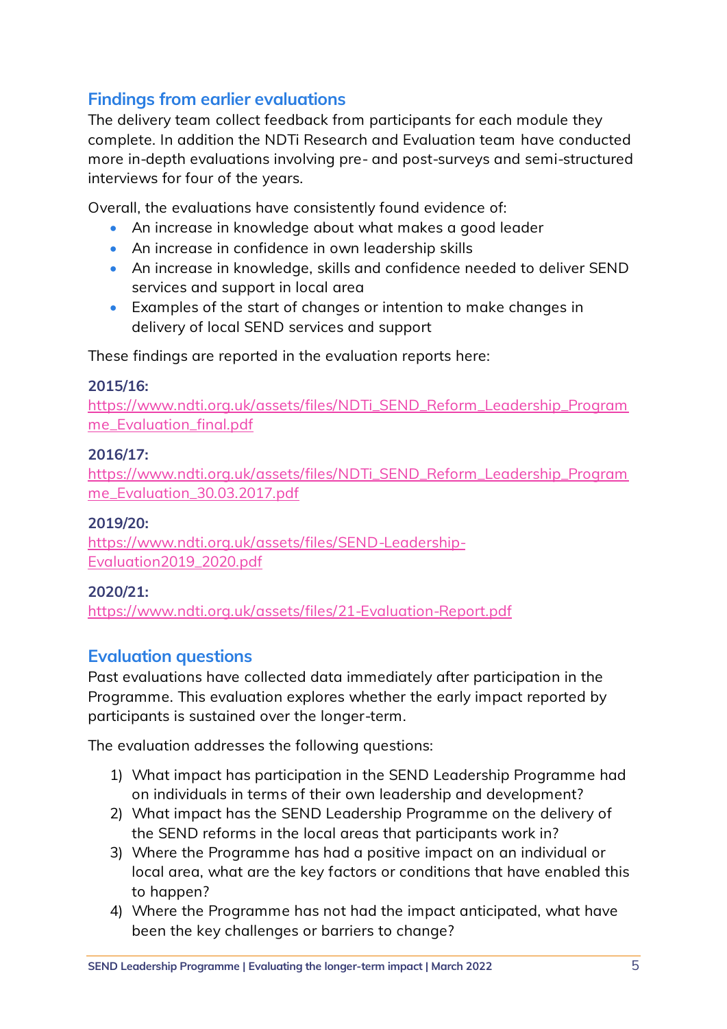## Findings from earlier evaluations

The delivery team collect feedback from participants for each module they complete. In addition the NDTi Research and Evaluation team have conducted more in-depth evaluations involving pre- and post-surveys and semi-structured interviews for four of the years.

Overall, the evaluations have consistently found evidence of:

- An increase in knowledge about what makes a good leader
- An increase in confidence in own leadership skills
- An increase in knowledge, skills and confidence needed to deliver SEND services and support in local area
- Examples of the start of changes or intention to make changes in delivery of local SEND services and support

These findings are reported in the evaluation reports here:

**2015/16:**
https://www.ndti.org.uk/assets/files/NDTi_SEND_Reform_Leadership_Programme_Evaluation_final.pdf

**2016/17:**
https://www.ndti.org.uk/assets/files/NDTi_SEND_Reform_Leadership_Programme_Evaluation_30.03.2017.pdf

**2019/20:**
https://www.ndti.org.uk/assets/files/SEND-Leadership-Evaluation2019_2020.pdf

**2020/21:**
https://www.ndti.org.uk/assets/files/21-Evaluation-Report.pdf

## Evaluation questions

Past evaluations have collected data immediately after participation in the Programme. This evaluation explores whether the early impact reported by participants is sustained over the longer-term.

The evaluation addresses the following questions:

1) What impact has participation in the SEND Leadership Programme had on individuals in terms of their own leadership and development?
2) What impact has the SEND Leadership Programme on the delivery of the SEND reforms in the local areas that participants work in?
3) Where the Programme has had a positive impact on an individual or local area, what are the key factors or conditions that have enabled this to happen?
4) Where the Programme has not had the impact anticipated, what have been the key challenges or barriers to change?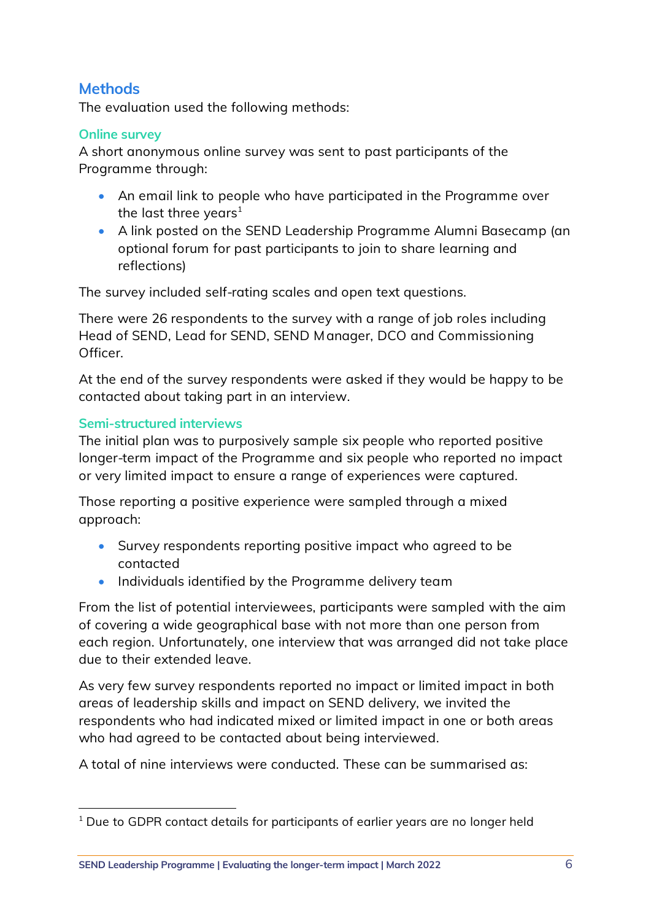## Methods

The evaluation used the following methods:

### Online survey

A short anonymous online survey was sent to past participants of the Programme through:

- An email link to people who have participated in the Programme over the last three years[1]
- A link posted on the SEND Leadership Programme Alumni Basecamp (an optional forum for past participants to join to share learning and reflections)

The survey included self-rating scales and open text questions.

There were 26 respondents to the survey with a range of job roles including Head of SEND, Lead for SEND, SEND Manager, DCO and Commissioning Officer.

At the end of the survey respondents were asked if they would be happy to be contacted about taking part in an interview.

### Semi-structured interviews

The initial plan was to purposively sample six people who reported positive longer-term impact of the Programme and six people who reported no impact or very limited impact to ensure a range of experiences were captured.

Those reporting a positive experience were sampled through a mixed approach:

- Survey respondents reporting positive impact who agreed to be contacted
- Individuals identified by the Programme delivery team

From the list of potential interviewees, participants were sampled with the aim of covering a wide geographical base with not more than one person from each region. Unfortunately, one interview that was arranged did not take place due to their extended leave.

As very few survey respondents reported no impact or limited impact in both areas of leadership skills and impact on SEND delivery, we invited the respondents who had indicated mixed or limited impact in one or both areas who had agreed to be contacted about being interviewed.

A total of nine interviews were conducted. These can be summarised as:

---

[1] Due to GDPR contact details for participants of earlier years are no longer held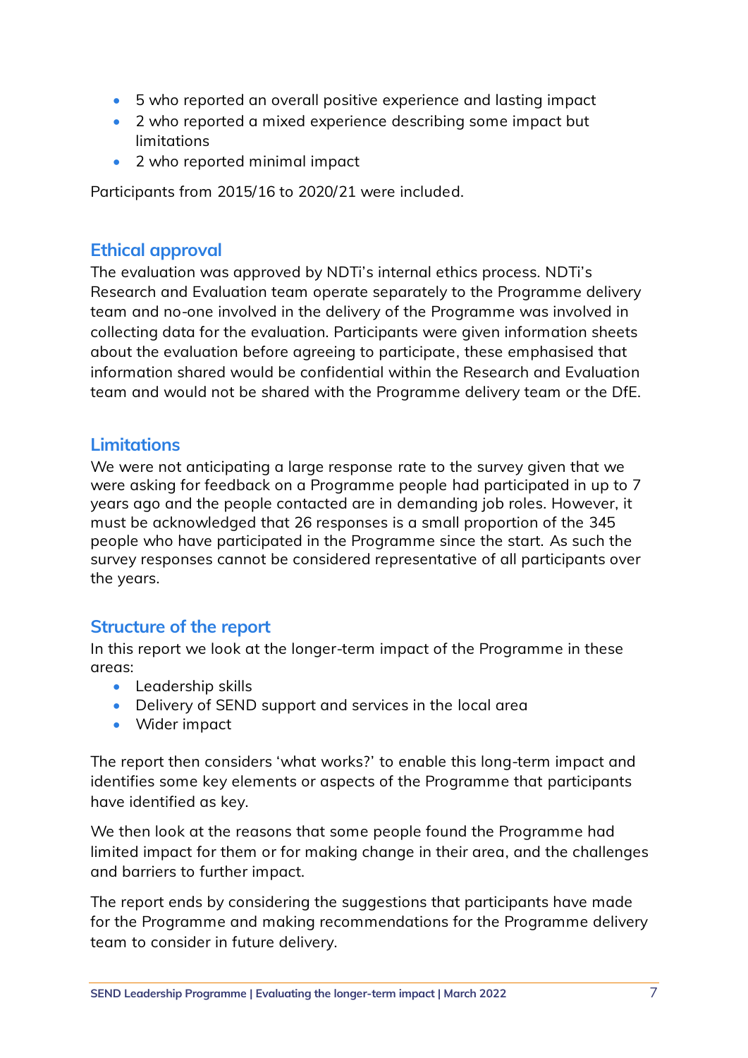- 5 who reported an overall positive experience and lasting impact
- 2 who reported a mixed experience describing some impact but limitations
- 2 who reported minimal impact

Participants from 2015/16 to 2020/21 were included.

## Ethical approval

The evaluation was approved by NDTi's internal ethics process. NDTi's Research and Evaluation team operate separately to the Programme delivery team and no-one involved in the delivery of the Programme was involved in collecting data for the evaluation. Participants were given information sheets about the evaluation before agreeing to participate, these emphasised that information shared would be confidential within the Research and Evaluation team and would not be shared with the Programme delivery team or the DfE.

## Limitations

We were not anticipating a large response rate to the survey given that we were asking for feedback on a Programme people had participated in up to 7 years ago and the people contacted are in demanding job roles. However, it must be acknowledged that 26 responses is a small proportion of the 345 people who have participated in the Programme since the start. As such the survey responses cannot be considered representative of all participants over the years.

## Structure of the report

In this report we look at the longer-term impact of the Programme in these areas:

- Leadership skills
- Delivery of SEND support and services in the local area
- Wider impact

The report then considers 'what works?' to enable this long-term impact and identifies some key elements or aspects of the Programme that participants have identified as key.

We then look at the reasons that some people found the Programme had limited impact for them or for making change in their area, and the challenges and barriers to further impact.

The report ends by considering the suggestions that participants have made for the Programme and making recommendations for the Programme delivery team to consider in future delivery.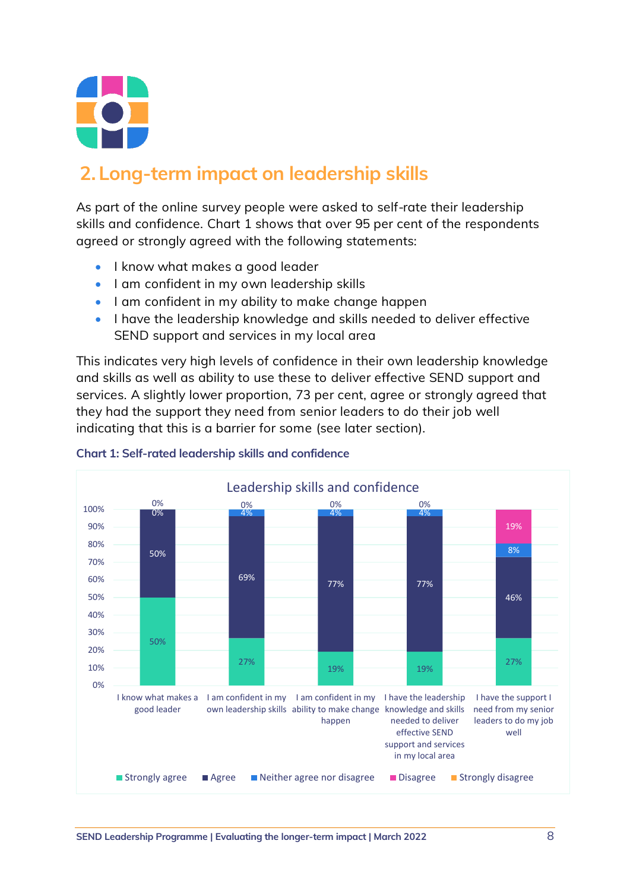## 2. Long-term impact on leadership skills

As part of the online survey people were asked to self-rate their leadership skills and confidence. Chart 1 shows that over 95 per cent of the respondents agreed or strongly agreed with the following statements:

- I know what makes a good leader
- I am confident in my own leadership skills
- I am confident in my ability to make change happen
- I have the leadership knowledge and skills needed to deliver effective SEND support and services in my local area

This indicates very high levels of confidence in their own leadership knowledge and skills as well as ability to use these to deliver effective SEND support and services. A slightly lower proportion, 73 per cent, agree or strongly agreed that they had the support they need from senior leaders to do their job well indicating that this is a barrier for some (see later section).

**Chart 1: Self-rated leadership skills and confidence**

Leadership skills and confidence

| Statement | Strongly agree | Agree | Neither agree nor disagree | Disagree | Strongly disagree |
|---|---|---|---|---|---|
| I know what makes a good leader | 50% | 50% | 0% | 0% | |
| I am confident in my own leadership skills | 27% | 69% | 4% | 0% | |
| I am confident in my ability to make change happen | 19% | 77% | 4% | 0% | |
| I have the leadership knowledge and skills needed to deliver effective SEND support and services in my local area | 19% | 77% | 4% | 0% | |
| I have the support I need from my senior leaders to do my job well | 27% | 46% | 8% | 19% | |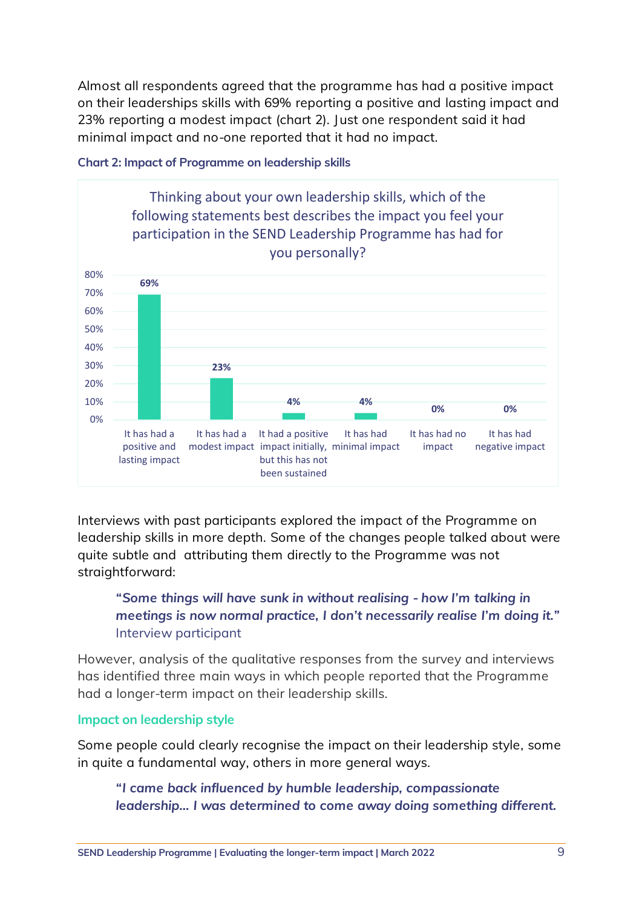Almost all respondents agreed that the programme has had a positive impact on their leaderships skills with 69% reporting a positive and lasting impact and 23% reporting a modest impact (chart 2). Just one respondent said it had minimal impact and no-one reported that it had no impact.

**Chart 2: Impact of Programme on leadership skills**

Thinking about your own leadership skills, which of the following statements best describes the impact you feel your participation in the SEND Leadership Programme has had for you personally?

| Response | Percentage |
|---|---|
| It has had a positive and lasting impact | 69% |
| It has had a modest impact | 23% |
| It had a positive impact initially, but this has not been sustained | 4% |
| It has had minimal impact | 4% |
| It has had no impact | 0% |
| It has had negative impact | 0% |

Interviews with past participants explored the impact of the Programme on leadership skills in more depth. Some of the changes people talked about were quite subtle and attributing them directly to the Programme was not straightforward:

> ***"Some things will have sunk in without realising - how I'm talking in meetings is now normal practice, I don't necessarily realise I'm doing it."***
> Interview participant

However, analysis of the qualitative responses from the survey and interviews has identified three main ways in which people reported that the Programme had a longer-term impact on their leadership skills.

### Impact on leadership style

Some people could clearly recognise the impact on their leadership style, some in quite a fundamental way, others in more general ways.

> ***"I came back influenced by humble leadership, compassionate leadership... I was determined to come away doing something different.***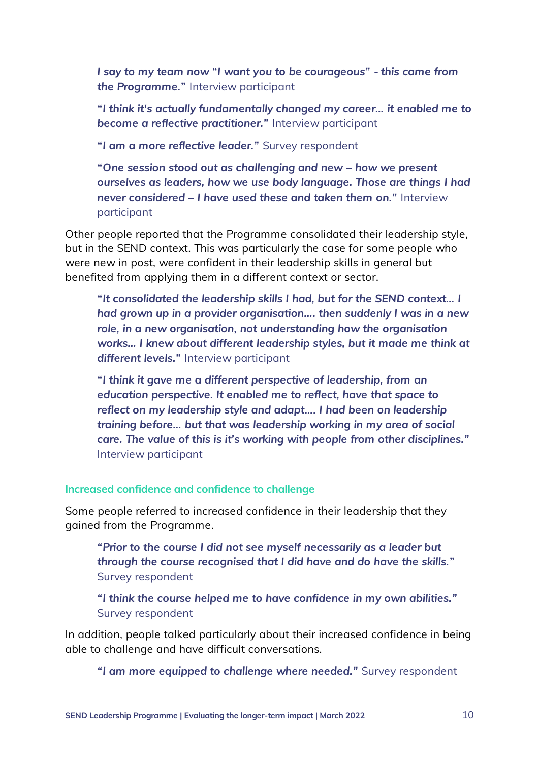> ***I say to my team now "I want you to be courageous" - this came from the Programme."*** Interview participant

> ***"I think it's actually fundamentally changed my career… it enabled me to become a reflective practitioner."*** Interview participant

> ***"I am a more reflective leader."*** Survey respondent

> ***"One session stood out as challenging and new – how we present ourselves as leaders, how we use body language. Those are things I had never considered – I have used these and taken them on."*** Interview participant

Other people reported that the Programme consolidated their leadership style, but in the SEND context. This was particularly the case for some people who were new in post, were confident in their leadership skills in general but benefited from applying them in a different context or sector.

> ***"It consolidated the leadership skills I had, but for the SEND context… I had grown up in a provider organisation…. then suddenly I was in a new role, in a new organisation, not understanding how the organisation works… I knew about different leadership styles, but it made me think at different levels."*** Interview participant

> ***"I think it gave me a different perspective of leadership, from an education perspective. It enabled me to reflect, have that space to reflect on my leadership style and adapt…. I had been on leadership training before… but that was leadership working in my area of social care. The value of this is it's working with people from other disciplines."*** Interview participant

#### Increased confidence and confidence to challenge

Some people referred to increased confidence in their leadership that they gained from the Programme.

> ***"Prior to the course I did not see myself necessarily as a leader but through the course recognised that I did have and do have the skills."*** Survey respondent

> ***"I think the course helped me to have confidence in my own abilities."*** Survey respondent

In addition, people talked particularly about their increased confidence in being able to challenge and have difficult conversations.

> ***"I am more equipped to challenge where needed."*** Survey respondent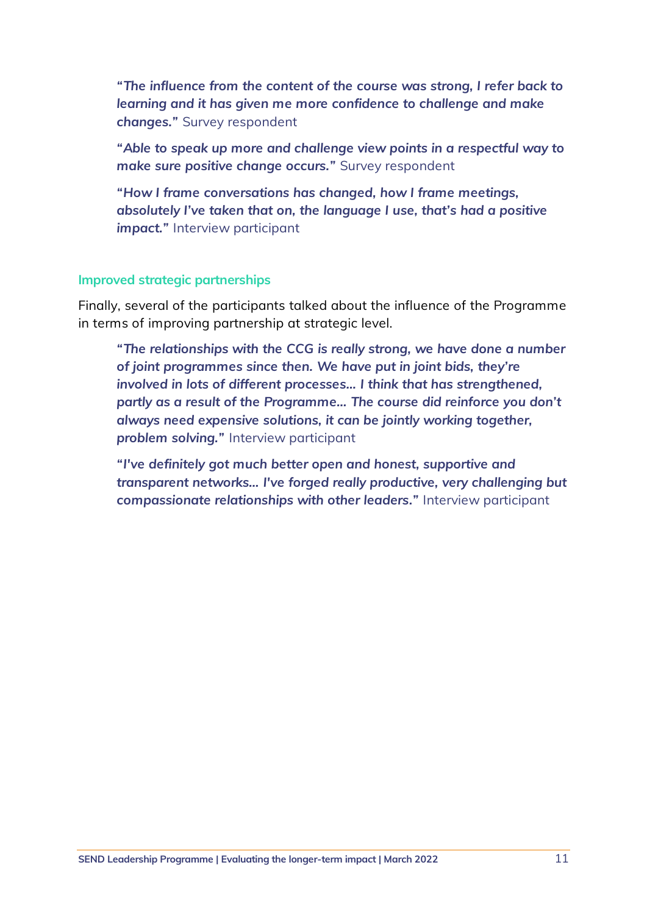***"The influence from the content of the course was strong, I refer back to learning and it has given me more confidence to challenge and make changes."*** Survey respondent

***"Able to speak up more and challenge view points in a respectful way to make sure positive change occurs."*** Survey respondent

***"How I frame conversations has changed, how I frame meetings, absolutely I've taken that on, the language I use, that's had a positive impact."*** Interview participant

### Improved strategic partnerships

Finally, several of the participants talked about the influence of the Programme in terms of improving partnership at strategic level.

***"The relationships with the CCG is really strong, we have done a number of joint programmes since then. We have put in joint bids, they're involved in lots of different processes... I think that has strengthened, partly as a result of the Programme... The course did reinforce you don't always need expensive solutions, it can be jointly working together, problem solving."*** Interview participant

***"I've definitely got much better open and honest, supportive and transparent networks... I've forged really productive, very challenging but compassionate relationships with other leaders."*** Interview participant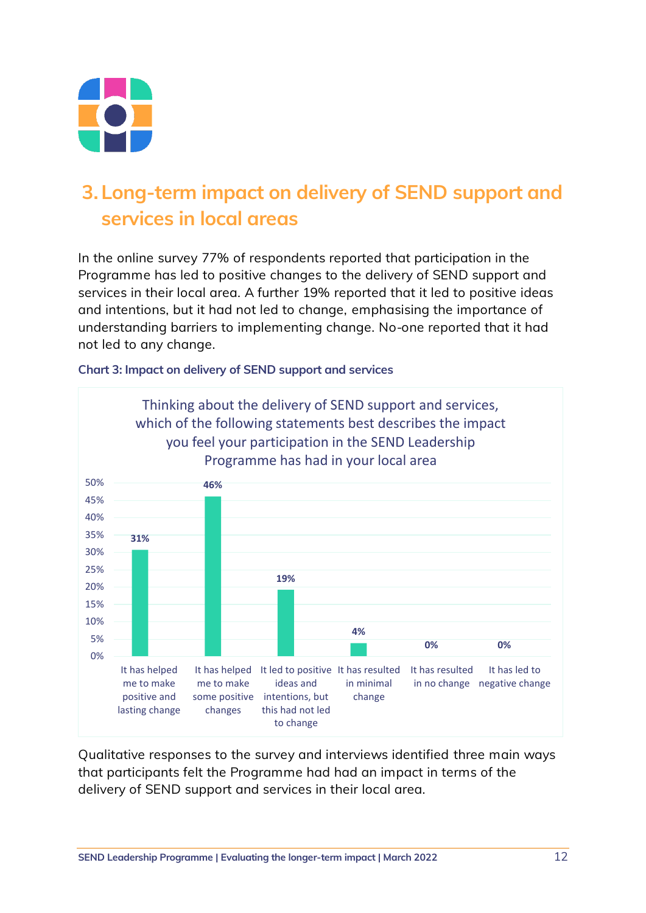## 3. Long-term impact on delivery of SEND support and services in local areas

In the online survey 77% of respondents reported that participation in the Programme has led to positive changes to the delivery of SEND support and services in their local area. A further 19% reported that it led to positive ideas and intentions, but it had not led to change, emphasising the importance of understanding barriers to implementing change. No-one reported that it had not led to any change.

**Chart 3: Impact on delivery of SEND support and services**

Thinking about the delivery of SEND support and services, which of the following statements best describes the impact you feel your participation in the SEND Leadership Programme has had in your local area

| Statement | Percentage |
| --- | --- |
| It has helped me to make positive and lasting change | 31% |
| It has helped me to make some positive changes | 46% |
| It led to positive ideas and intentions, but this had not led to change | 19% |
| It has resulted in minimal change | 4% |
| It has resulted in no change | 0% |
| It has led to negative change | 0% |

Qualitative responses to the survey and interviews identified three main ways that participants felt the Programme had had an impact in terms of the delivery of SEND support and services in their local area.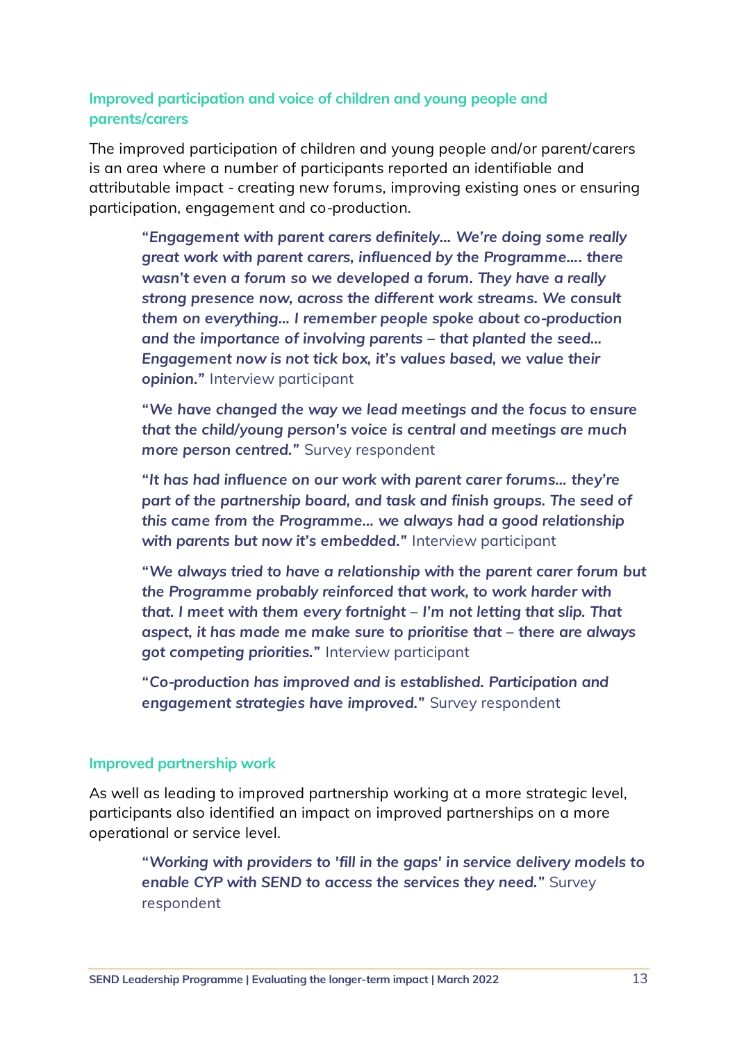### Improved participation and voice of children and young people and parents/carers

The improved participation of children and young people and/or parent/carers is an area where a number of participants reported an identifiable and attributable impact - creating new forums, improving existing ones or ensuring participation, engagement and co-production.

> ***"Engagement with parent carers definitely... We're doing some really great work with parent carers, influenced by the Programme.... there wasn't even a forum so we developed a forum. They have a really strong presence now, across the different work streams. We consult them on everything... I remember people spoke about co-production and the importance of involving parents – that planted the seed... Engagement now is not tick box, it's values based, we value their opinion."*** Interview participant

> ***"We have changed the way we lead meetings and the focus to ensure that the child/young person's voice is central and meetings are much more person centred."*** Survey respondent

> ***"It has had influence on our work with parent carer forums... they're part of the partnership board, and task and finish groups. The seed of this came from the Programme... we always had a good relationship with parents but now it's embedded."*** Interview participant

> ***"We always tried to have a relationship with the parent carer forum but the Programme probably reinforced that work, to work harder with that. I meet with them every fortnight – I'm not letting that slip. That aspect, it has made me make sure to prioritise that – there are always got competing priorities."*** Interview participant

> ***"Co-production has improved and is established. Participation and engagement strategies have improved."*** Survey respondent

### Improved partnership work

As well as leading to improved partnership working at a more strategic level, participants also identified an impact on improved partnerships on a more operational or service level.

> ***"Working with providers to 'fill in the gaps' in service delivery models to enable CYP with SEND to access the services they need."*** Survey respondent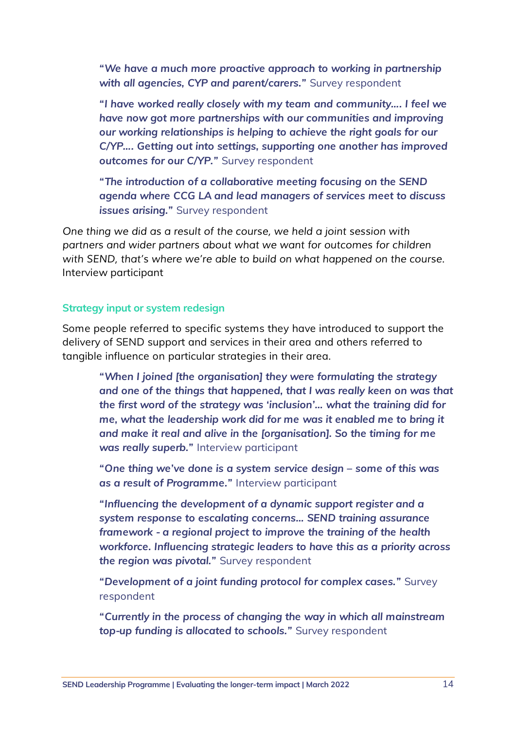> ***"We have a much more proactive approach to working in partnership with all agencies, CYP and parent/carers."*** Survey respondent

> ***"I have worked really closely with my team and community.... I feel we have now got more partnerships with our communities and improving our working relationships is helping to achieve the right goals for our C/YP.... Getting out into settings, supporting one another has improved outcomes for our C/YP."*** Survey respondent

> ***"The introduction of a collaborative meeting focusing on the SEND agenda where CCG LA and lead managers of services meet to discuss issues arising."*** Survey respondent

*One thing we did as a result of the course, we held a joint session with partners and wider partners about what we want for outcomes for children with SEND, that's where we're able to build on what happened on the course.* Interview participant

### Strategy input or system redesign

Some people referred to specific systems they have introduced to support the delivery of SEND support and services in their area and others referred to tangible influence on particular strategies in their area.

> ***"When I joined [the organisation] they were formulating the strategy and one of the things that happened, that I was really keen on was that the first word of the strategy was 'inclusion'... what the training did for me, what the leadership work did for me was it enabled me to bring it and make it real and alive in the [organisation]. So the timing for me was really superb."*** Interview participant

> ***"One thing we've done is a system service design – some of this was as a result of Programme."*** Interview participant

> ***"Influencing the development of a dynamic support register and a system response to escalating concerns... SEND training assurance framework - a regional project to improve the training of the health workforce. Influencing strategic leaders to have this as a priority across the region was pivotal."*** Survey respondent

> ***"Development of a joint funding protocol for complex cases."*** Survey respondent

> ***"Currently in the process of changing the way in which all mainstream top-up funding is allocated to schools."*** Survey respondent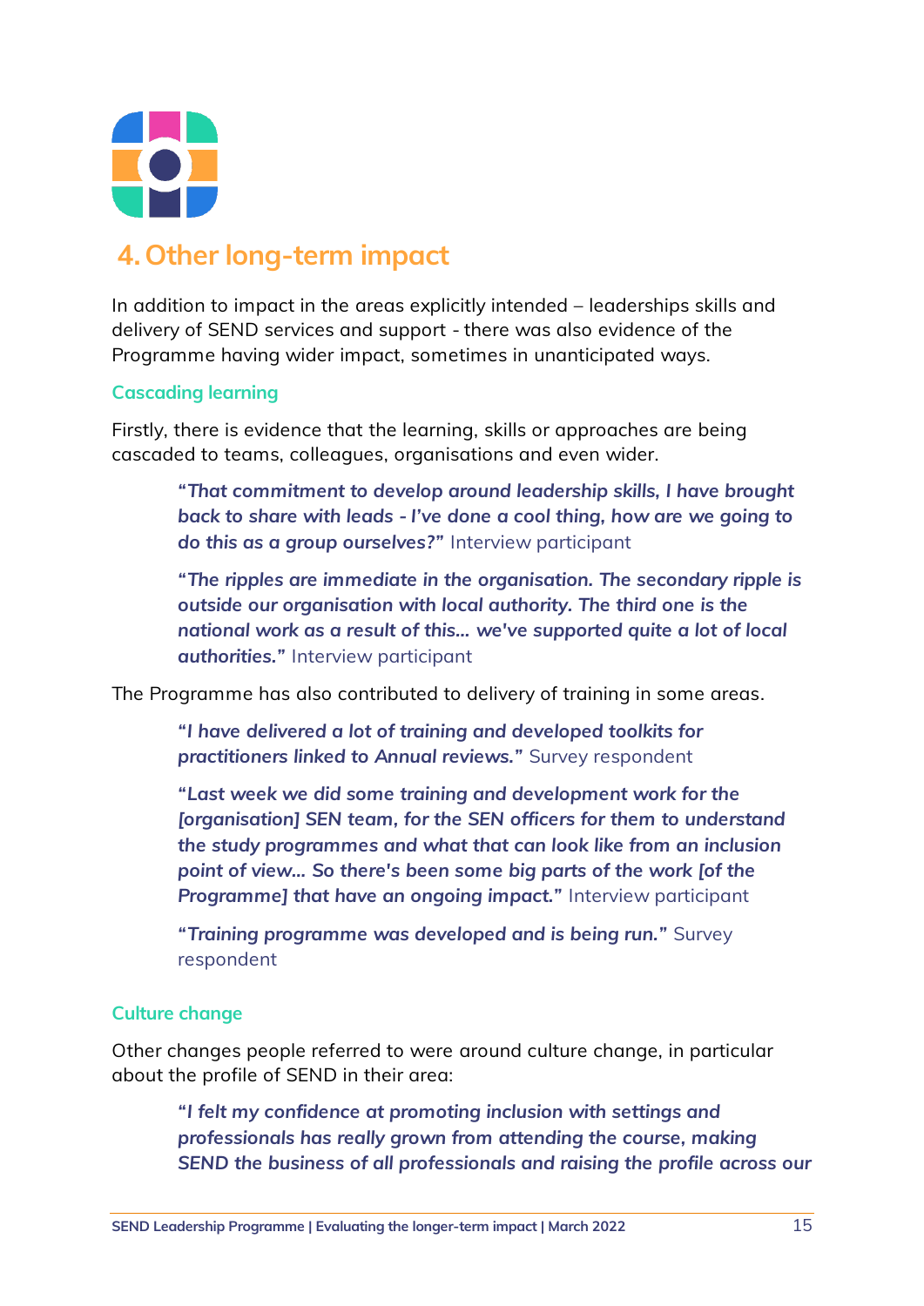## 4. Other long-term impact

In addition to impact in the areas explicitly intended – leaderships skills and delivery of SEND services and support - there was also evidence of the Programme having wider impact, sometimes in unanticipated ways.

### Cascading learning

Firstly, there is evidence that the learning, skills or approaches are being cascaded to teams, colleagues, organisations and even wider.

> ***"That commitment to develop around leadership skills, I have brought back to share with leads - I've done a cool thing, how are we going to do this as a group ourselves?"*** Interview participant

> ***"The ripples are immediate in the organisation. The secondary ripple is outside our organisation with local authority. The third one is the national work as a result of this... we've supported quite a lot of local authorities."*** Interview participant

The Programme has also contributed to delivery of training in some areas.

> ***"I have delivered a lot of training and developed toolkits for practitioners linked to Annual reviews."*** Survey respondent

> ***"Last week we did some training and development work for the [organisation] SEN team, for the SEN officers for them to understand the study programmes and what that can look like from an inclusion point of view... So there's been some big parts of the work [of the Programme] that have an ongoing impact."*** Interview participant

> ***"Training programme was developed and is being run."*** Survey respondent

### Culture change

Other changes people referred to were around culture change, in particular about the profile of SEND in their area:

> ***"I felt my confidence at promoting inclusion with settings and professionals has really grown from attending the course, making SEND the business of all professionals and raising the profile across our***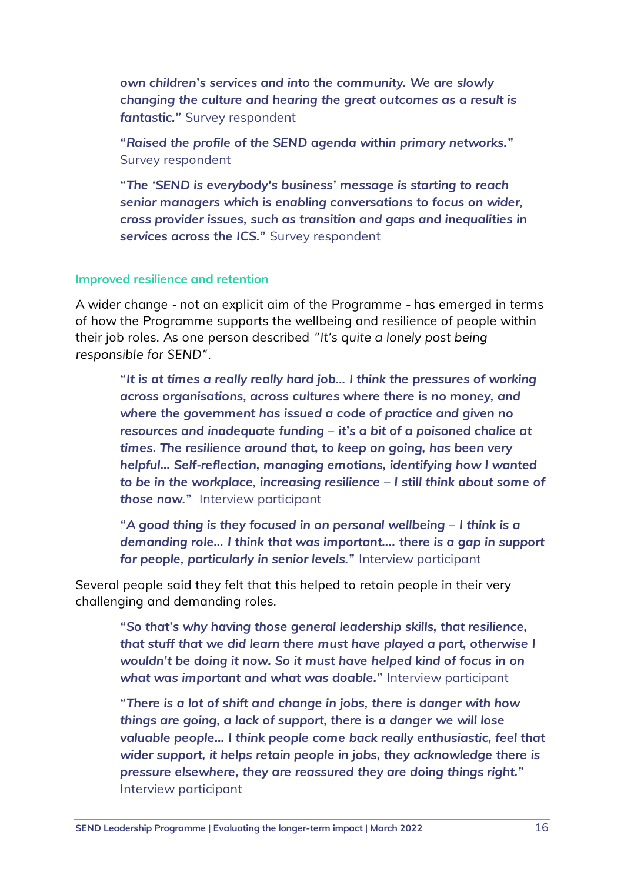***own children's services and into the community. We are slowly changing the culture and hearing the great outcomes as a result is fantastic."*** Survey respondent

***"Raised the profile of the SEND agenda within primary networks."*** Survey respondent

***"The 'SEND is everybody's business' message is starting to reach senior managers which is enabling conversations to focus on wider, cross provider issues, such as transition and gaps and inequalities in services across the ICS."*** Survey respondent

### Improved resilience and retention

A wider change - not an explicit aim of the Programme - has emerged in terms of how the Programme supports the wellbeing and resilience of people within their job roles. As one person described *"It's quite a lonely post being responsible for SEND"*.

> ***"It is at times a really really hard job… I think the pressures of working across organisations, across cultures where there is no money, and where the government has issued a code of practice and given no resources and inadequate funding – it's a bit of a poisoned chalice at times. The resilience around that, to keep on going, has been very helpful… Self-reflection, managing emotions, identifying how I wanted to be in the workplace, increasing resilience – I still think about some of those now."*** Interview participant

> ***"A good thing is they focused in on personal wellbeing – I think is a demanding role… I think that was important…. there is a gap in support for people, particularly in senior levels."*** Interview participant

Several people said they felt that this helped to retain people in their very challenging and demanding roles.

> ***"So that's why having those general leadership skills, that resilience, that stuff that we did learn there must have played a part, otherwise I wouldn't be doing it now. So it must have helped kind of focus in on what was important and what was doable."*** Interview participant

> ***"There is a lot of shift and change in jobs, there is danger with how things are going, a lack of support, there is a danger we will lose valuable people… I think people come back really enthusiastic, feel that wider support, it helps retain people in jobs, they acknowledge there is pressure elsewhere, they are reassured they are doing things right."*** Interview participant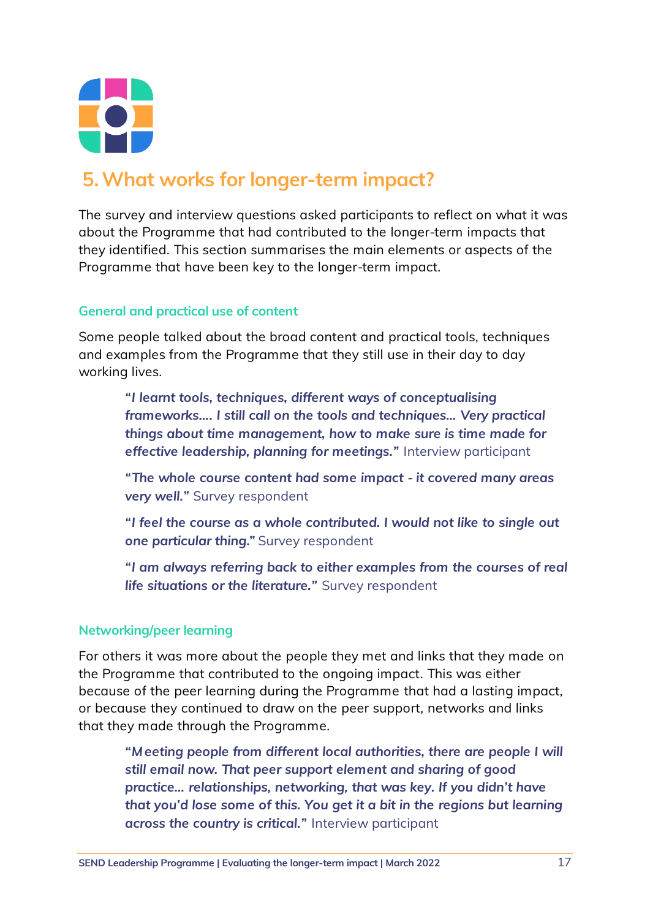# 5. What works for longer-term impact?

The survey and interview questions asked participants to reflect on what it was about the Programme that had contributed to the longer-term impacts that they identified. This section summarises the main elements or aspects of the Programme that have been key to the longer-term impact.

### General and practical use of content

Some people talked about the broad content and practical tools, techniques and examples from the Programme that they still use in their day to day working lives.

> ***"I learnt tools, techniques, different ways of conceptualising frameworks…. I still call on the tools and techniques… Very practical things about time management, how to make sure is time made for effective leadership, planning for meetings."*** Interview participant
>
> ***"The whole course content had some impact - it covered many areas very well."*** Survey respondent
>
> ***"I feel the course as a whole contributed. I would not like to single out one particular thing."*** Survey respondent
>
> ***"I am always referring back to either examples from the courses of real life situations or the literature."*** Survey respondent

### Networking/peer learning

For others it was more about the people they met and links that they made on the Programme that contributed to the ongoing impact. This was either because of the peer learning during the Programme that had a lasting impact, or because they continued to draw on the peer support, networks and links that they made through the Programme.

> ***"Meeting people from different local authorities, there are people I will still email now. That peer support element and sharing of good practice… relationships, networking, that was key. If you didn't have that you'd lose some of this. You get it a bit in the regions but learning across the country is critical."*** Interview participant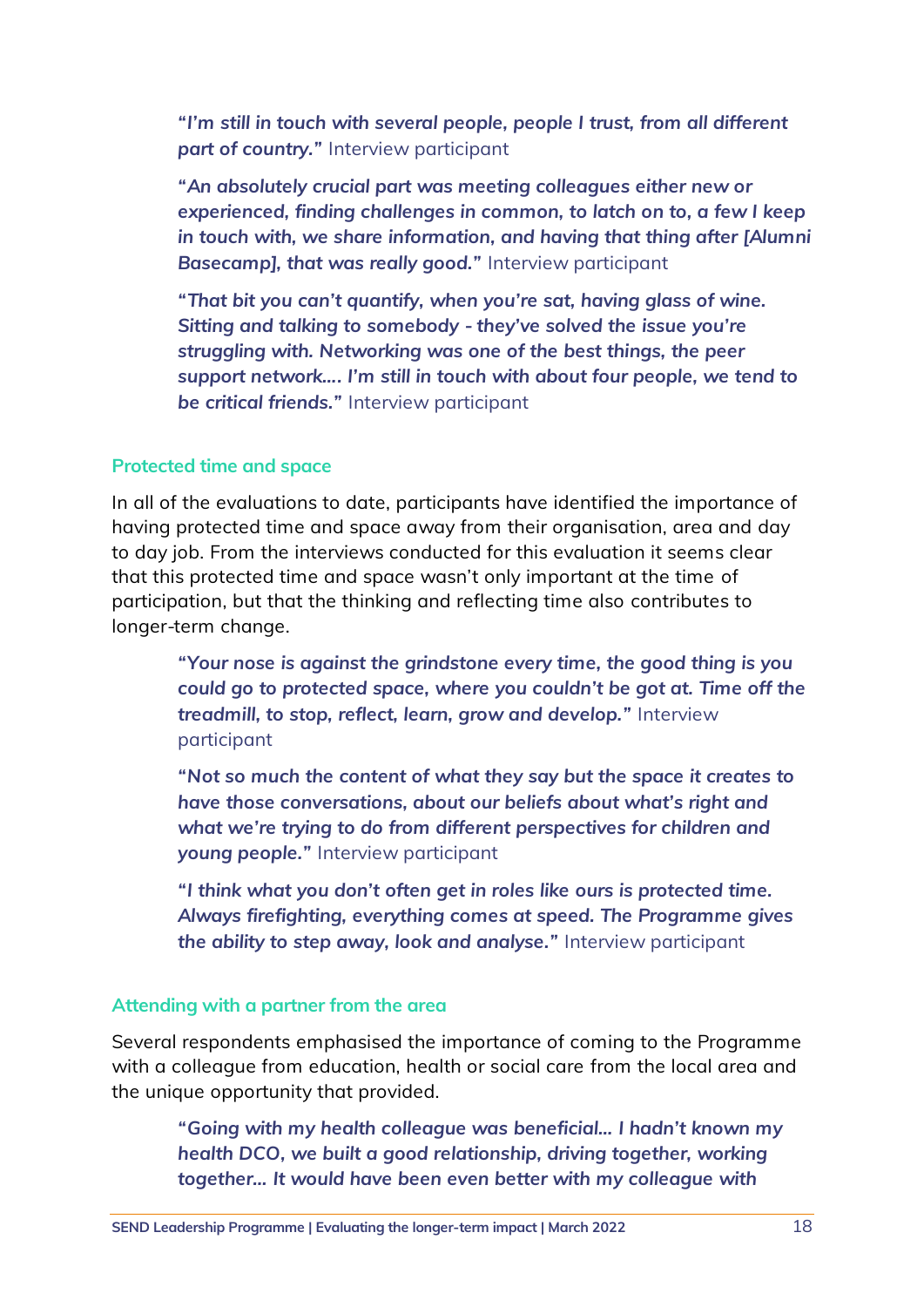***"I'm still in touch with several people, people I trust, from all different part of country."*** Interview participant

***"An absolutely crucial part was meeting colleagues either new or experienced, finding challenges in common, to latch on to, a few I keep in touch with, we share information, and having that thing after [Alumni Basecamp], that was really good."*** Interview participant

***"That bit you can't quantify, when you're sat, having glass of wine. Sitting and talking to somebody - they've solved the issue you're struggling with. Networking was one of the best things, the peer support network…. I'm still in touch with about four people, we tend to be critical friends."*** Interview participant

### Protected time and space

In all of the evaluations to date, participants have identified the importance of having protected time and space away from their organisation, area and day to day job. From the interviews conducted for this evaluation it seems clear that this protected time and space wasn't only important at the time of participation, but that the thinking and reflecting time also contributes to longer-term change.

***"Your nose is against the grindstone every time, the good thing is you could go to protected space, where you couldn't be got at. Time off the treadmill, to stop, reflect, learn, grow and develop."*** Interview participant

***"Not so much the content of what they say but the space it creates to have those conversations, about our beliefs about what's right and what we're trying to do from different perspectives for children and young people."*** Interview participant

***"I think what you don't often get in roles like ours is protected time. Always firefighting, everything comes at speed. The Programme gives the ability to step away, look and analyse."*** Interview participant

### Attending with a partner from the area

Several respondents emphasised the importance of coming to the Programme with a colleague from education, health or social care from the local area and the unique opportunity that provided.

***"Going with my health colleague was beneficial… I hadn't known my health DCO, we built a good relationship, driving together, working together… It would have been even better with my colleague with***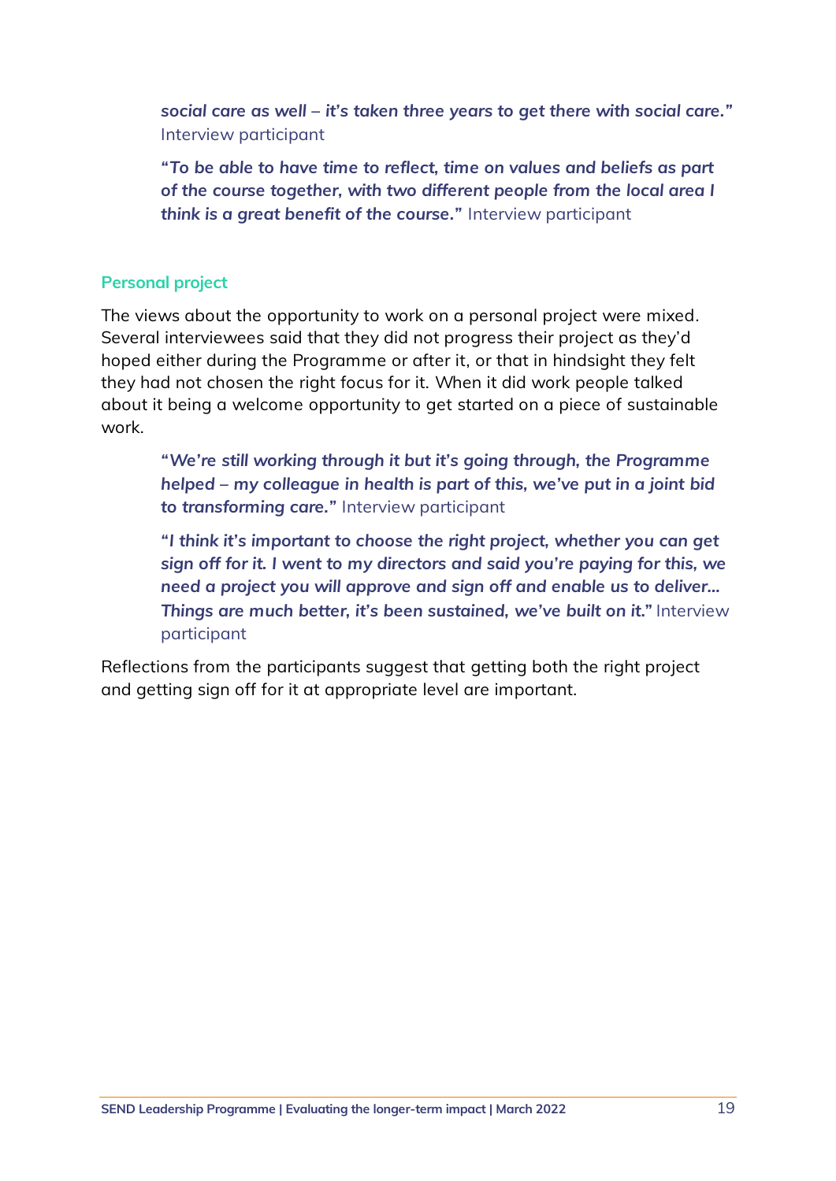> ***social care as well – it's taken three years to get there with social care."*** Interview participant
>
> ***"To be able to have time to reflect, time on values and beliefs as part of the course together, with two different people from the local area I think is a great benefit of the course."*** Interview participant

### Personal project

The views about the opportunity to work on a personal project were mixed. Several interviewees said that they did not progress their project as they'd hoped either during the Programme or after it, or that in hindsight they felt they had not chosen the right focus for it. When it did work people talked about it being a welcome opportunity to get started on a piece of sustainable work.

> ***"We're still working through it but it's going through, the Programme helped – my colleague in health is part of this, we've put in a joint bid to transforming care."*** Interview participant
>
> ***"I think it's important to choose the right project, whether you can get sign off for it. I went to my directors and said you're paying for this, we need a project you will approve and sign off and enable us to deliver... Things are much better, it's been sustained, we've built on it."*** Interview participant

Reflections from the participants suggest that getting both the right project and getting sign off for it at appropriate level are important.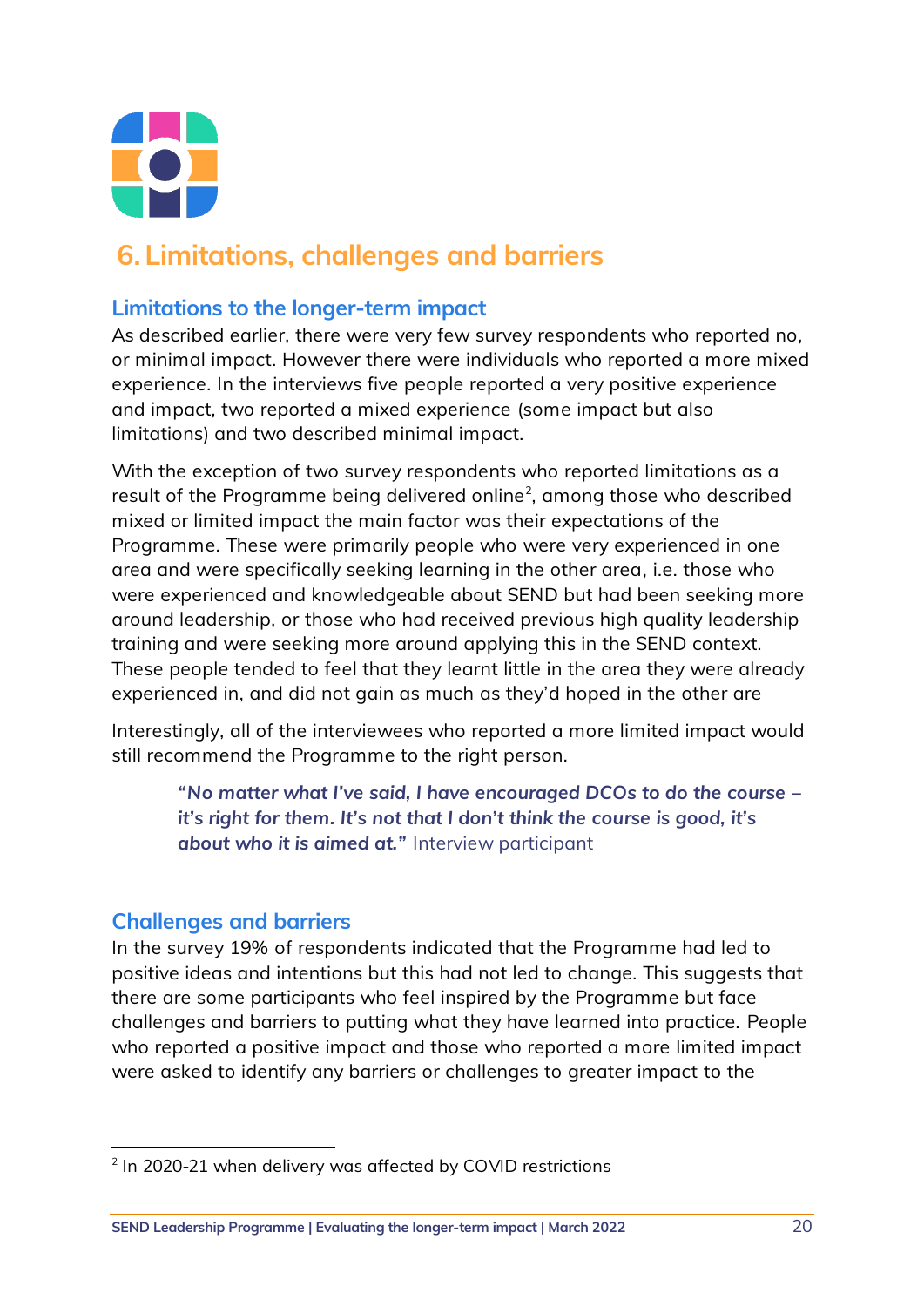## 6. Limitations, challenges and barriers

### Limitations to the longer-term impact

As described earlier, there were very few survey respondents who reported no, or minimal impact. However there were individuals who reported a more mixed experience. In the interviews five people reported a very positive experience and impact, two reported a mixed experience (some impact but also limitations) and two described minimal impact.

With the exception of two survey respondents who reported limitations as a result of the Programme being delivered online[2], among those who described mixed or limited impact the main factor was their expectations of the Programme. These were primarily people who were very experienced in one area and were specifically seeking learning in the other area, i.e. those who were experienced and knowledgeable about SEND but had been seeking more around leadership, or those who had received previous high quality leadership training and were seeking more around applying this in the SEND context. These people tended to feel that they learnt little in the area they were already experienced in, and did not gain as much as they'd hoped in the other are

Interestingly, all of the interviewees who reported a more limited impact would still recommend the Programme to the right person.

> ***"No matter what I've said, I have encouraged DCOs to do the course – it's right for them. It's not that I don't think the course is good, it's about who it is aimed at."*** Interview participant

### Challenges and barriers

In the survey 19% of respondents indicated that the Programme had led to positive ideas and intentions but this had not led to change. This suggests that there are some participants who feel inspired by the Programme but face challenges and barriers to putting what they have learned into practice. People who reported a positive impact and those who reported a more limited impact were asked to identify any barriers or challenges to greater impact to the

---

[2] In 2020-21 when delivery was affected by COVID restrictions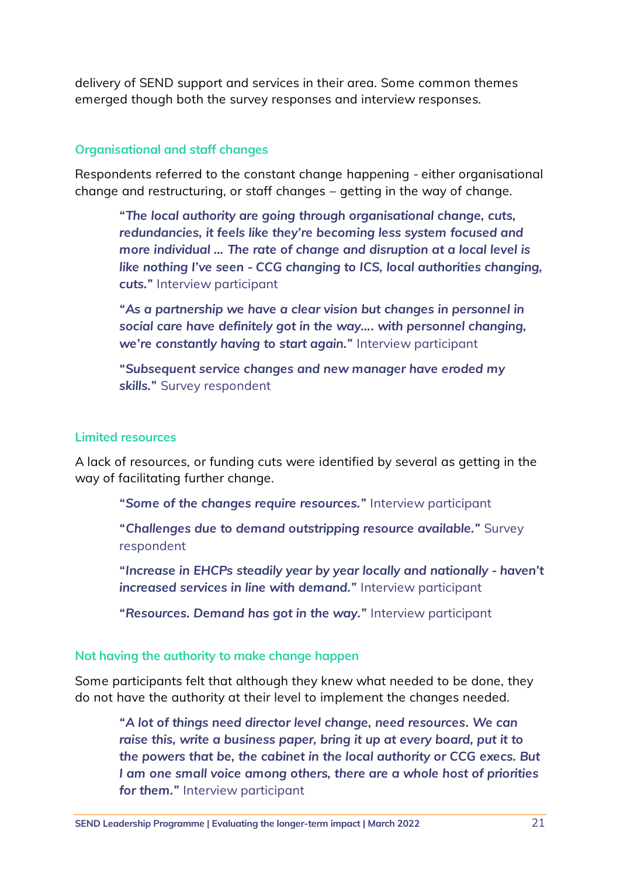delivery of SEND support and services in their area. Some common themes emerged though both the survey responses and interview responses.

### Organisational and staff changes

Respondents referred to the constant change happening - either organisational change and restructuring, or staff changes – getting in the way of change.

> ***"The local authority are going through organisational change, cuts, redundancies, it feels like they're becoming less system focused and more individual ... The rate of change and disruption at a local level is like nothing I've seen - CCG changing to ICS, local authorities changing, cuts."*** Interview participant
>
> ***"As a partnership we have a clear vision but changes in personnel in social care have definitely got in the way.... with personnel changing, we're constantly having to start again."*** Interview participant
>
> ***"Subsequent service changes and new manager have eroded my skills."*** Survey respondent

### Limited resources

A lack of resources, or funding cuts were identified by several as getting in the way of facilitating further change.

> ***"Some of the changes require resources."*** Interview participant
>
> ***"Challenges due to demand outstripping resource available."*** Survey respondent
>
> ***"Increase in EHCPs steadily year by year locally and nationally - haven't increased services in line with demand."*** Interview participant
>
> ***"Resources. Demand has got in the way."*** Interview participant

### Not having the authority to make change happen

Some participants felt that although they knew what needed to be done, they do not have the authority at their level to implement the changes needed.

> ***"A lot of things need director level change, need resources. We can raise this, write a business paper, bring it up at every board, put it to the powers that be, the cabinet in the local authority or CCG execs. But I am one small voice among others, there are a whole host of priorities for them."*** Interview participant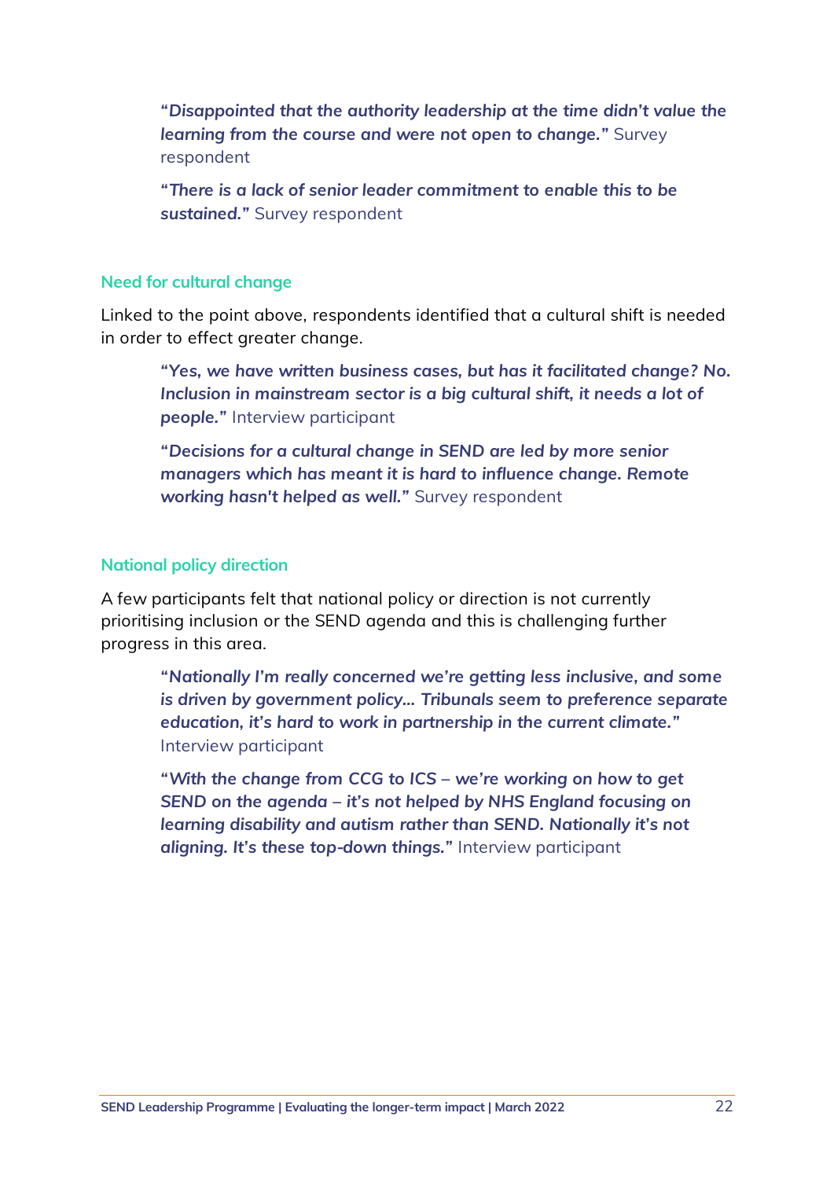> ***"Disappointed that the authority leadership at the time didn't value the learning from the course and were not open to change."*** Survey respondent

> ***"There is a lack of senior leader commitment to enable this to be sustained."*** Survey respondent

### Need for cultural change

Linked to the point above, respondents identified that a cultural shift is needed in order to effect greater change.

> ***"Yes, we have written business cases, but has it facilitated change? No. Inclusion in mainstream sector is a big cultural shift, it needs a lot of people."*** Interview participant

> ***"Decisions for a cultural change in SEND are led by more senior managers which has meant it is hard to influence change. Remote working hasn't helped as well."*** Survey respondent

### National policy direction

A few participants felt that national policy or direction is not currently prioritising inclusion or the SEND agenda and this is challenging further progress in this area.

> ***"Nationally I'm really concerned we're getting less inclusive, and some is driven by government policy… Tribunals seem to preference separate education, it's hard to work in partnership in the current climate."*** Interview participant

> ***"With the change from CCG to ICS – we're working on how to get SEND on the agenda – it's not helped by NHS England focusing on learning disability and autism rather than SEND. Nationally it's not aligning. It's these top-down things."*** Interview participant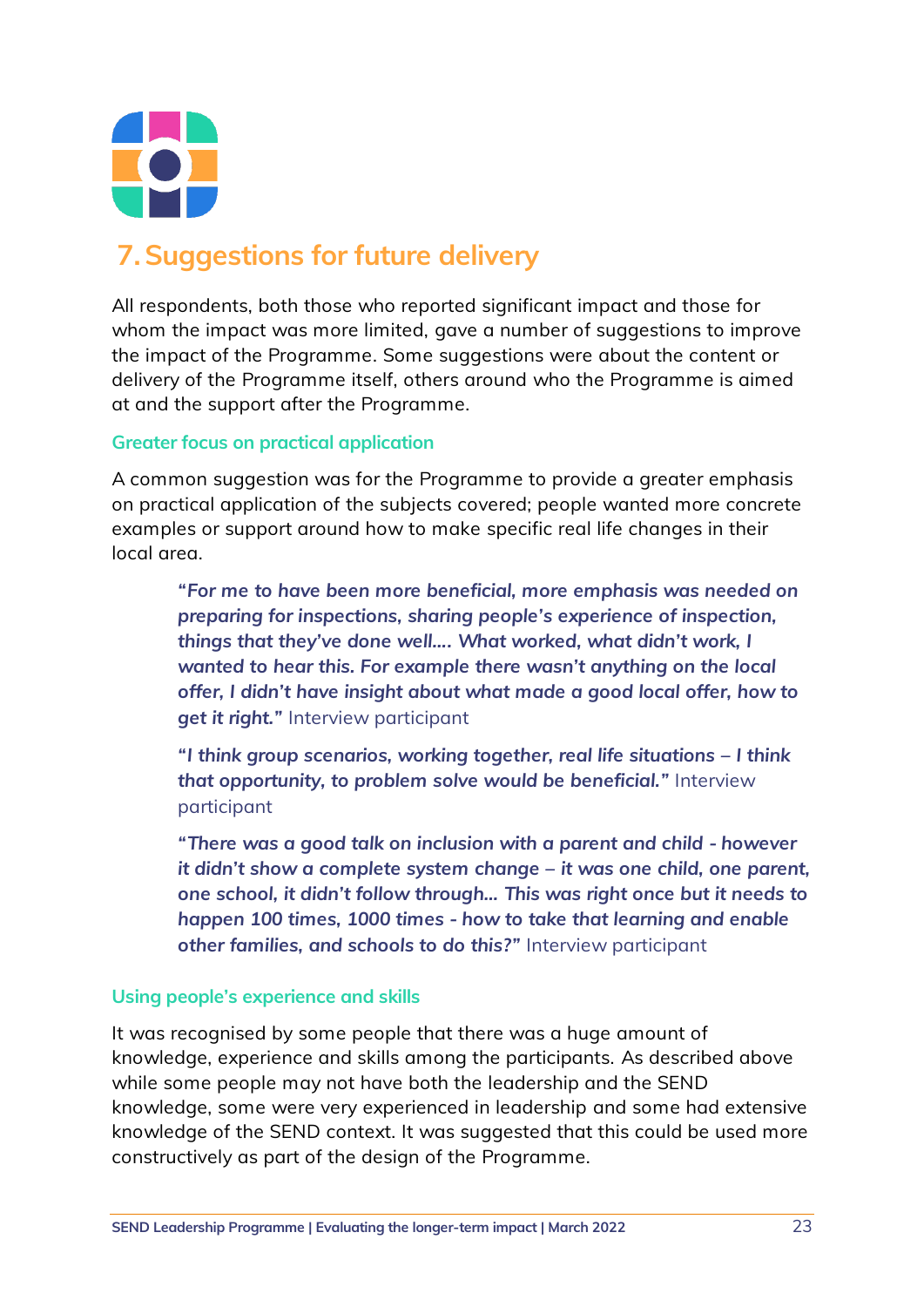## 7. Suggestions for future delivery

All respondents, both those who reported significant impact and those for whom the impact was more limited, gave a number of suggestions to improve the impact of the Programme. Some suggestions were about the content or delivery of the Programme itself, others around who the Programme is aimed at and the support after the Programme.

### Greater focus on practical application

A common suggestion was for the Programme to provide a greater emphasis on practical application of the subjects covered; people wanted more concrete examples or support around how to make specific real life changes in their local area.

> ***"For me to have been more beneficial, more emphasis was needed on preparing for inspections, sharing people's experience of inspection, things that they've done well.... What worked, what didn't work, I wanted to hear this. For example there wasn't anything on the local offer, I didn't have insight about what made a good local offer, how to get it right."*** Interview participant

> ***"I think group scenarios, working together, real life situations – I think that opportunity, to problem solve would be beneficial."*** Interview participant

> ***"There was a good talk on inclusion with a parent and child - however it didn't show a complete system change – it was one child, one parent, one school, it didn't follow through... This was right once but it needs to happen 100 times, 1000 times - how to take that learning and enable other families, and schools to do this?"*** Interview participant

### Using people's experience and skills

It was recognised by some people that there was a huge amount of knowledge, experience and skills among the participants. As described above while some people may not have both the leadership and the SEND knowledge, some were very experienced in leadership and some had extensive knowledge of the SEND context. It was suggested that this could be used more constructively as part of the design of the Programme.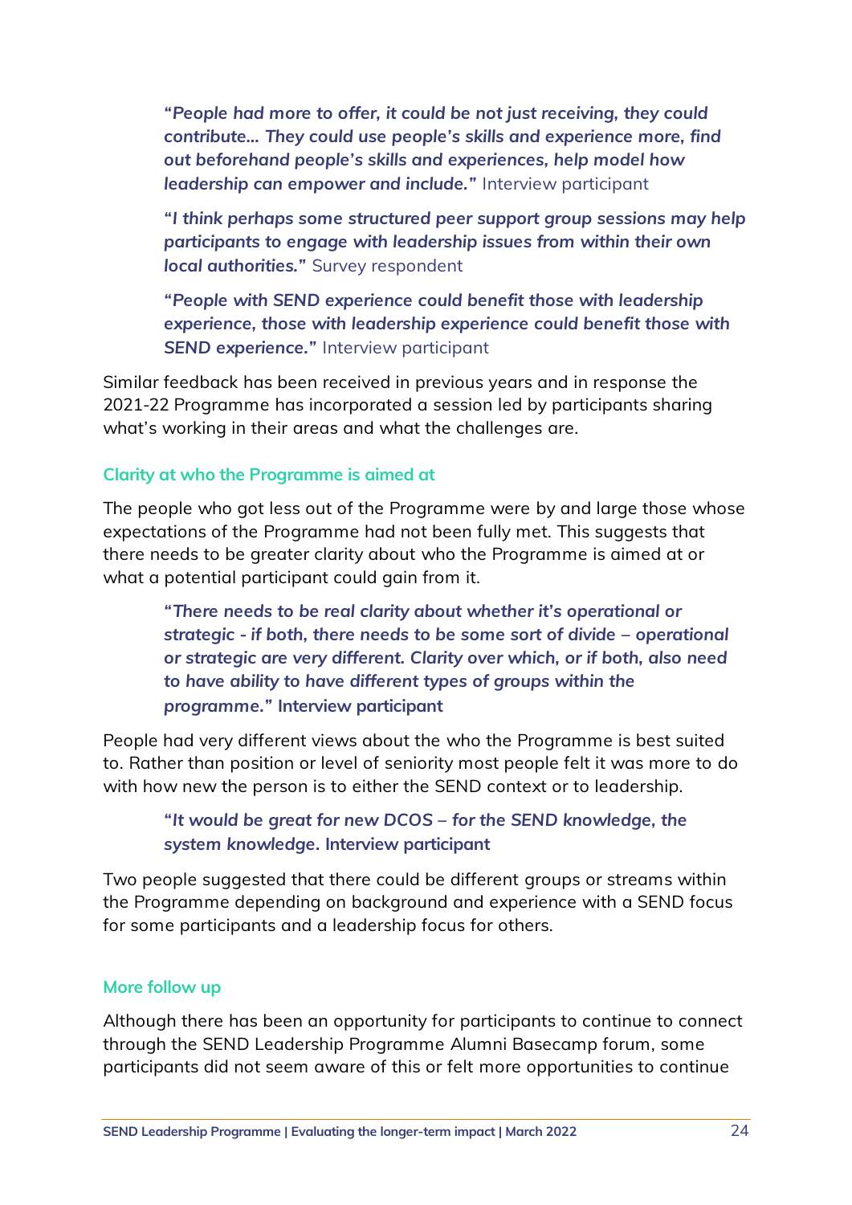> ***"People had more to offer, it could be not just receiving, they could contribute... They could use people's skills and experience more, find out beforehand people's skills and experiences, help model how leadership can empower and include."*** Interview participant

> ***"I think perhaps some structured peer support group sessions may help participants to engage with leadership issues from within their own local authorities."*** Survey respondent

> ***"People with SEND experience could benefit those with leadership experience, those with leadership experience could benefit those with SEND experience."*** Interview participant

Similar feedback has been received in previous years and in response the 2021-22 Programme has incorporated a session led by participants sharing what's working in their areas and what the challenges are.

### Clarity at who the Programme is aimed at

The people who got less out of the Programme were by and large those whose expectations of the Programme had not been fully met. This suggests that there needs to be greater clarity about who the Programme is aimed at or what a potential participant could gain from it.

> ***"There needs to be real clarity about whether it's operational or strategic - if both, there needs to be some sort of divide – operational or strategic are very different. Clarity over which, or if both, also need to have ability to have different types of groups within the programme." Interview participant***

People had very different views about the who the Programme is best suited to. Rather than position or level of seniority most people felt it was more to do with how new the person is to either the SEND context or to leadership.

> ***"It would be great for new DCOS – for the SEND knowledge, the system knowledge. Interview participant***

Two people suggested that there could be different groups or streams within the Programme depending on background and experience with a SEND focus for some participants and a leadership focus for others.

### More follow up

Although there has been an opportunity for participants to continue to connect through the SEND Leadership Programme Alumni Basecamp forum, some participants did not seem aware of this or felt more opportunities to continue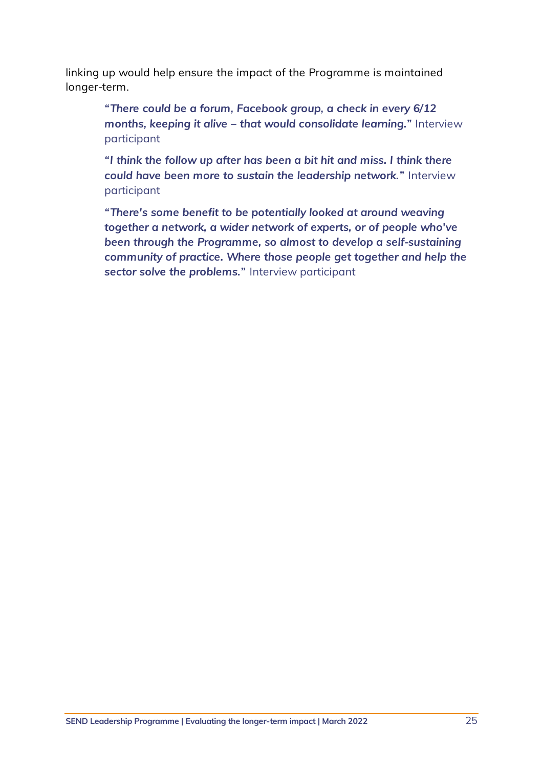linking up would help ensure the impact of the Programme is maintained longer-term.

> ***"There could be a forum, Facebook group, a check in every 6/12 months, keeping it alive – that would consolidate learning."*** Interview participant

> ***"I think the follow up after has been a bit hit and miss. I think there could have been more to sustain the leadership network."*** Interview participant

> ***"There's some benefit to be potentially looked at around weaving together a network, a wider network of experts, or of people who've been through the Programme, so almost to develop a self-sustaining community of practice. Where those people get together and help the sector solve the problems."*** Interview participant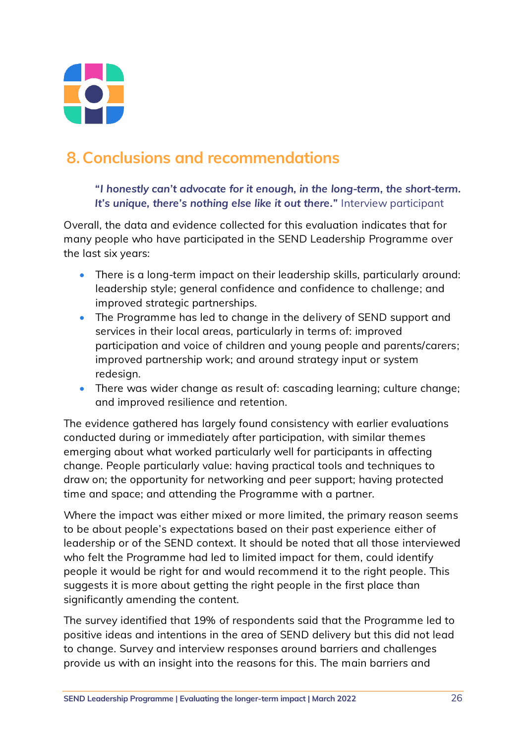## 8. Conclusions and recommendations

> ***"I honestly can't advocate for it enough, in the long-term, the short-term. It's unique, there's nothing else like it out there."*** Interview participant

Overall, the data and evidence collected for this evaluation indicates that for many people who have participated in the SEND Leadership Programme over the last six years:

- There is a long-term impact on their leadership skills, particularly around: leadership style; general confidence and confidence to challenge; and improved strategic partnerships.
- The Programme has led to change in the delivery of SEND support and services in their local areas, particularly in terms of: improved participation and voice of children and young people and parents/carers; improved partnership work; and around strategy input or system redesign.
- There was wider change as result of: cascading learning; culture change; and improved resilience and retention.

The evidence gathered has largely found consistency with earlier evaluations conducted during or immediately after participation, with similar themes emerging about what worked particularly well for participants in affecting change. People particularly value: having practical tools and techniques to draw on; the opportunity for networking and peer support; having protected time and space; and attending the Programme with a partner.

Where the impact was either mixed or more limited, the primary reason seems to be about people's expectations based on their past experience either of leadership or of the SEND context. It should be noted that all those interviewed who felt the Programme had led to limited impact for them, could identify people it would be right for and would recommend it to the right people. This suggests it is more about getting the right people in the first place than significantly amending the content.

The survey identified that 19% of respondents said that the Programme led to positive ideas and intentions in the area of SEND delivery but this did not lead to change. Survey and interview responses around barriers and challenges provide us with an insight into the reasons for this. The main barriers and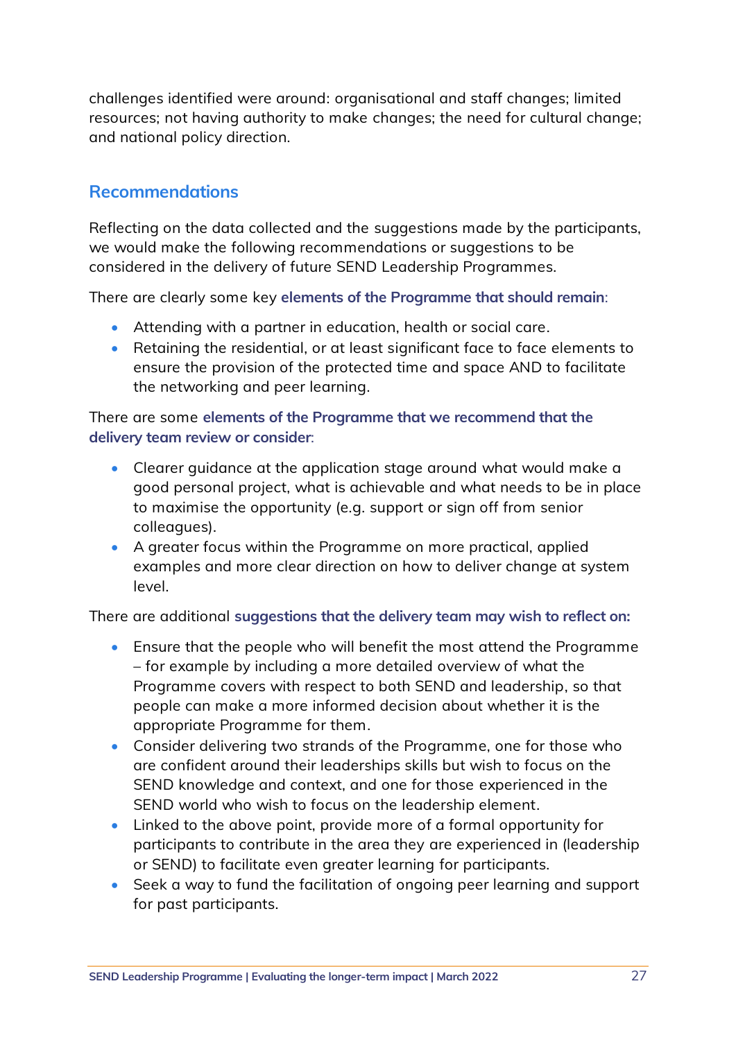challenges identified were around: organisational and staff changes; limited resources; not having authority to make changes; the need for cultural change; and national policy direction.

## Recommendations

Reflecting on the data collected and the suggestions made by the participants, we would make the following recommendations or suggestions to be considered in the delivery of future SEND Leadership Programmes.

There are clearly some key **elements of the Programme that should remain**:

- Attending with a partner in education, health or social care.
- Retaining the residential, or at least significant face to face elements to ensure the provision of the protected time and space AND to facilitate the networking and peer learning.

There are some **elements of the Programme that we recommend that the delivery team review or consider**:

- Clearer guidance at the application stage around what would make a good personal project, what is achievable and what needs to be in place to maximise the opportunity (e.g. support or sign off from senior colleagues).
- A greater focus within the Programme on more practical, applied examples and more clear direction on how to deliver change at system level.

There are additional **suggestions that the delivery team may wish to reflect on:**

- Ensure that the people who will benefit the most attend the Programme – for example by including a more detailed overview of what the Programme covers with respect to both SEND and leadership, so that people can make a more informed decision about whether it is the appropriate Programme for them.
- Consider delivering two strands of the Programme, one for those who are confident around their leaderships skills but wish to focus on the SEND knowledge and context, and one for those experienced in the SEND world who wish to focus on the leadership element.
- Linked to the above point, provide more of a formal opportunity for participants to contribute in the area they are experienced in (leadership or SEND) to facilitate even greater learning for participants.
- Seek a way to fund the facilitation of ongoing peer learning and support for past participants.